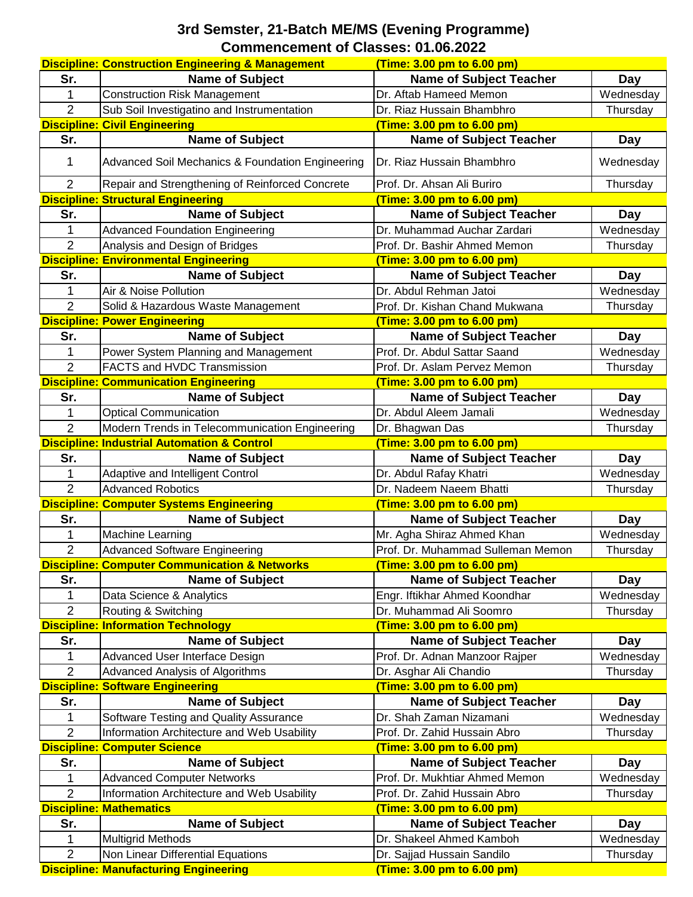# 3rd Semster, 21-Batch ME/MS (Evening Programme)

## Commencement of Classes: 01.06.2022

**Discipline: Construction Engineering & Management** **(Time: 3.00 pm to 6.00 pm)**

| Sr. | Name of Subject | Name of Subject Teacher | Day |
|---|---|---|---|
| 1 | Construction Risk Management | Dr. Aftab Hameed Memon | Wednesday |
| 2 | Sub Soil Investigatino and Instrumentation | Dr. Riaz Hussain Bhambhro | Thursday |

**Discipline: Civil Engineering** **(Time: 3.00 pm to 6.00 pm)**

| Sr. | Name of Subject | Name of Subject Teacher | Day |
|---|---|---|---|
| 1 | Advanced Soil Mechanics & Foundation Engineering | Dr. Riaz Hussain Bhambhro | Wednesday |
| 2 | Repair and Strengthening of Reinforced Concrete | Prof. Dr. Ahsan Ali Buriro | Thursday |

**Discipline: Structural Engineering** **(Time: 3.00 pm to 6.00 pm)**

| Sr. | Name of Subject | Name of Subject Teacher | Day |
|---|---|---|---|
| 1 | Advanced Foundation Engineering | Dr. Muhammad Auchar Zardari | Wednesday |
| 2 | Analysis and Design of Bridges | Prof. Dr. Bashir Ahmed Memon | Thursday |

**Discipline: Environmental Engineering** **(Time: 3.00 pm to 6.00 pm)**

| Sr. | Name of Subject | Name of Subject Teacher | Day |
|---|---|---|---|
| 1 | Air & Noise Pollution | Dr. Abdul Rehman Jatoi | Wednesday |
| 2 | Solid & Hazardous Waste Management | Prof. Dr. Kishan Chand Mukwana | Thursday |

**Discipline: Power Engineering** **(Time: 3.00 pm to 6.00 pm)**

| Sr. | Name of Subject | Name of Subject Teacher | Day |
|---|---|---|---|
| 1 | Power System Planning and Management | Prof. Dr. Abdul Sattar Saand | Wednesday |
| 2 | FACTS and HVDC Transmission | Prof. Dr. Aslam Pervez Memon | Thursday |

**Discipline: Communication Engineering** **(Time: 3.00 pm to 6.00 pm)**

| Sr. | Name of Subject | Name of Subject Teacher | Day |
|---|---|---|---|
| 1 | Optical Communication | Dr. Abdul Aleem Jamali | Wednesday |
| 2 | Modern Trends in Telecommunication Engineering | Dr. Bhagwan Das | Thursday |

**Discipline: Industrial Automation & Control** **(Time: 3.00 pm to 6.00 pm)**

| Sr. | Name of Subject | Name of Subject Teacher | Day |
|---|---|---|---|
| 1 | Adaptive and Intelligent Control | Dr. Abdul Rafay Khatri | Wednesday |
| 2 | Advanced Robotics | Dr. Nadeem Naeem Bhatti | Thursday |

**Discipline: Computer Systems Engineering** **(Time: 3.00 pm to 6.00 pm)**

| Sr. | Name of Subject | Name of Subject Teacher | Day |
|---|---|---|---|
| 1 | Machine Learning | Mr. Agha Shiraz Ahmed Khan | Wednesday |
| 2 | Advanced Software Engineering | Prof. Dr. Muhammad Sulleman Memon | Thursday |

**Discipline: Computer Communication & Networks** **(Time: 3.00 pm to 6.00 pm)**

| Sr. | Name of Subject | Name of Subject Teacher | Day |
|---|---|---|---|
| 1 | Data Science & Analytics | Engr. Iftikhar Ahmed Koondhar | Wednesday |
| 2 | Routing & Switching | Dr. Muhammad Ali Soomro | Thursday |

**Discipline: Information Technology** **(Time: 3.00 pm to 6.00 pm)**

| Sr. | Name of Subject | Name of Subject Teacher | Day |
|---|---|---|---|
| 1 | Advanced User Interface Design | Prof. Dr. Adnan Manzoor Rajper | Wednesday |
| 2 | Advanced Analysis of Algorithms | Dr. Asghar Ali Chandio | Thursday |

**Discipline: Software Engineering** **(Time: 3.00 pm to 6.00 pm)**

| Sr. | Name of Subject | Name of Subject Teacher | Day |
|---|---|---|---|
| 1 | Software Testing and Quality Assurance | Dr. Shah Zaman Nizamani | Wednesday |
| 2 | Information Architecture and Web Usability | Prof. Dr. Zahid Hussain Abro | Thursday |

**Discipline: Computer Science** **(Time: 3.00 pm to 6.00 pm)**

| Sr. | Name of Subject | Name of Subject Teacher | Day |
|---|---|---|---|
| 1 | Advanced Computer Networks | Prof. Dr. Mukhtiar Ahmed Memon | Wednesday |
| 2 | Information Architecture and Web Usability | Prof. Dr. Zahid Hussain Abro | Thursday |

**Discipline: Mathematics** **(Time: 3.00 pm to 6.00 pm)**

| Sr. | Name of Subject | Name of Subject Teacher | Day |
|---|---|---|---|
| 1 | Multigrid Methods | Dr. Shakeel Ahmed Kamboh | Wednesday |
| 2 | Non Linear Differential Equations | Dr. Sajjad Hussain Sandilo | Thursday |

**Discipline: Manufacturing Engineering** **(Time: 3.00 pm to 6.00 pm)**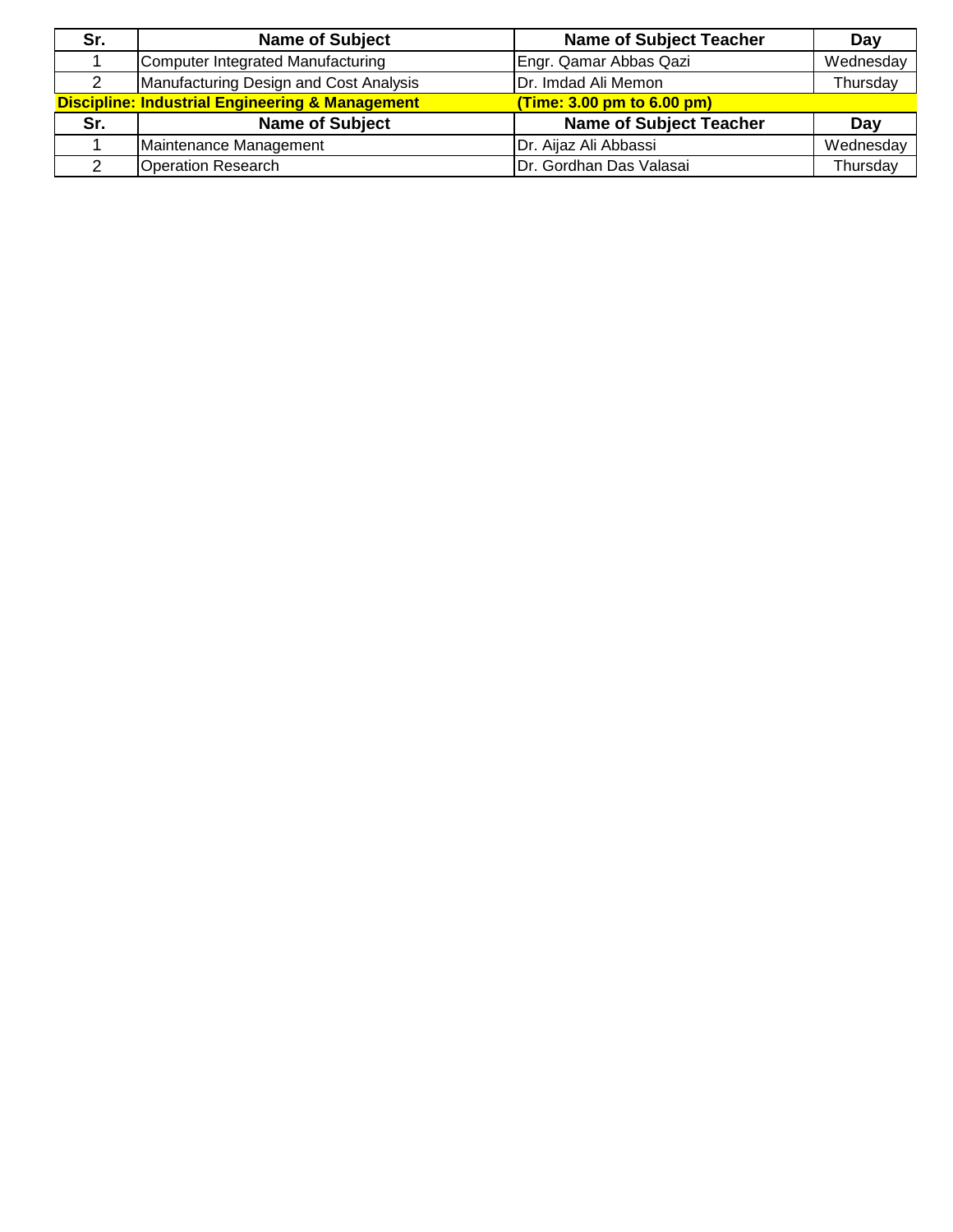| Sr. | Name of Subject | Name of Subject Teacher | Day |
|---|---|---|---|
| 1 | Computer Integrated Manufacturing | Engr. Qamar Abbas Qazi | Wednesday |
| 2 | Manufacturing Design and Cost Analysis | Dr. Imdad Ali Memon | Thursday |

**Discipline: Industrial Engineering & Management** **(Time: 3.00 pm to 6.00 pm)**

| Sr. | Name of Subject | Name of Subject Teacher | Day |
|---|---|---|---|
| 1 | Maintenance Management | Dr. Aijaz Ali Abbassi | Wednesday |
| 2 | Operation Research | Dr. Gordhan Das Valasai | Thursday |